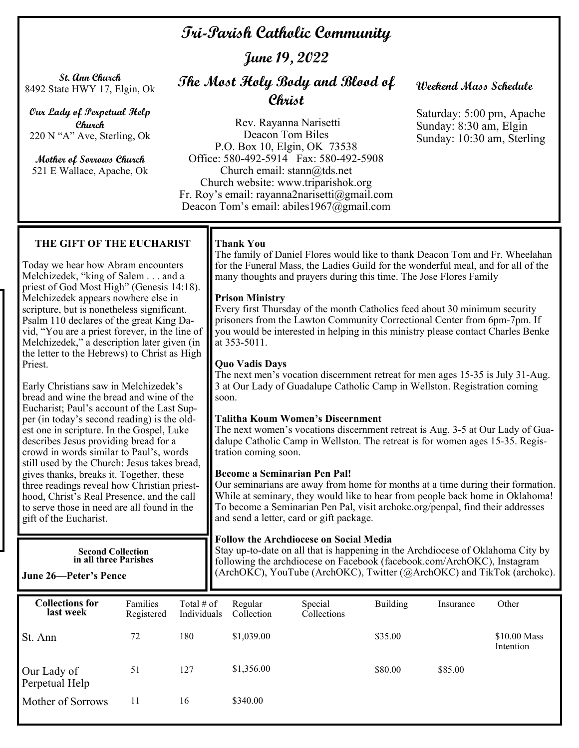# Tri-Parish Catholic Community

## June 19, 2022

## The Most Holy Body and Blood of Christ

**St. Ann Church**
8492 State HWY 17, Elgin, Ok

**Our Lady of Perpetual Help Church**
220 N "A" Ave, Sterling, Ok

**Mother of Sorrows Church**
521 E Wallace, Apache, Ok

Rev. Rayanna Narisetti
Deacon Tom Biles
P.O. Box 10, Elgin, OK 73538
Office: 580-492-5914 Fax: 580-492-5908
Church email: stann@tds.net
Church website: www.triparishok.org
Fr. Roy's email: rayanna2narisetti@gmail.com
Deacon Tom's email: abiles1967@gmail.com

**Weekend Mass Schedule**

Saturday: 5:00 pm, Apache
Sunday: 8:30 am, Elgin
Sunday: 10:30 am, Sterling

### THE GIFT OF THE EUCHARIST

Today we hear how Abram encounters Melchizedek, "king of Salem . . . and a priest of God Most High" (Genesis 14:18). Melchizedek appears nowhere else in scripture, but is nonetheless significant. Psalm 110 declares of the great King David, "You are a priest forever, in the line of Melchizedek," a description later given (in the letter to the Hebrews) to Christ as High Priest.

Early Christians saw in Melchizedek's bread and wine the bread and wine of the Eucharist; Paul's account of the Last Supper (in today's second reading) is the oldest one in scripture. In the Gospel, Luke describes Jesus providing bread for a crowd in words similar to Paul's, words still used by the Church: Jesus takes bread, gives thanks, breaks it. Together, these three readings reveal how Christian priesthood, Christ's Real Presence, and the call to serve those in need are all found in the gift of the Eucharist.

**Second Collection in all three Parishes**

**June 26—Peter's Pence**

**Thank You**
The family of Daniel Flores would like to thank Deacon Tom and Fr. Wheelahan for the Funeral Mass, the Ladies Guild for the wonderful meal, and for all of the many thoughts and prayers during this time. The Jose Flores Family

**Prison Ministry**
Every first Thursday of the month Catholics feed about 30 minimum security prisoners from the Lawton Community Correctional Center from 6pm-7pm. If you would be interested in helping in this ministry please contact Charles Benke at 353-5011.

**Quo Vadis Days**
The next men's vocation discernment retreat for men ages 15-35 is July 31-Aug. 3 at Our Lady of Guadalupe Catholic Camp in Wellston. Registration coming soon.

**Talitha Koum Women's Discernment**
The next women's vocations discernment retreat is Aug. 3-5 at Our Lady of Guadalupe Catholic Camp in Wellston. The retreat is for women ages 15-35. Registration coming soon.

**Become a Seminarian Pen Pal!**
Our seminarians are away from home for months at a time during their formation. While at seminary, they would like to hear from people back home in Oklahoma! To become a Seminarian Pen Pal, visit archokc.org/penpal, find their addresses and send a letter, card or gift package.

**Follow the Archdiocese on Social Media**
Stay up-to-date on all that is happening in the Archdiocese of Oklahoma City by following the archdiocese on Facebook (facebook.com/ArchOKC), Instagram (ArchOKC), YouTube (ArchOKC), Twitter (@ArchOKC) and TikTok (archokc).

| Collections for last week | Families Registered | Total # of Individuals | Regular Collection | Special Collections | Building | Insurance | Other |
|---|---|---|---|---|---|---|---|
| St. Ann | 72 | 180 | $1,039.00 | | $35.00 | | $10.00 Mass Intention |
| Our Lady of Perpetual Help | 51 | 127 | $1,356.00 | | $80.00 | $85.00 | |
| Mother of Sorrows | 11 | 16 | $340.00 | | | | |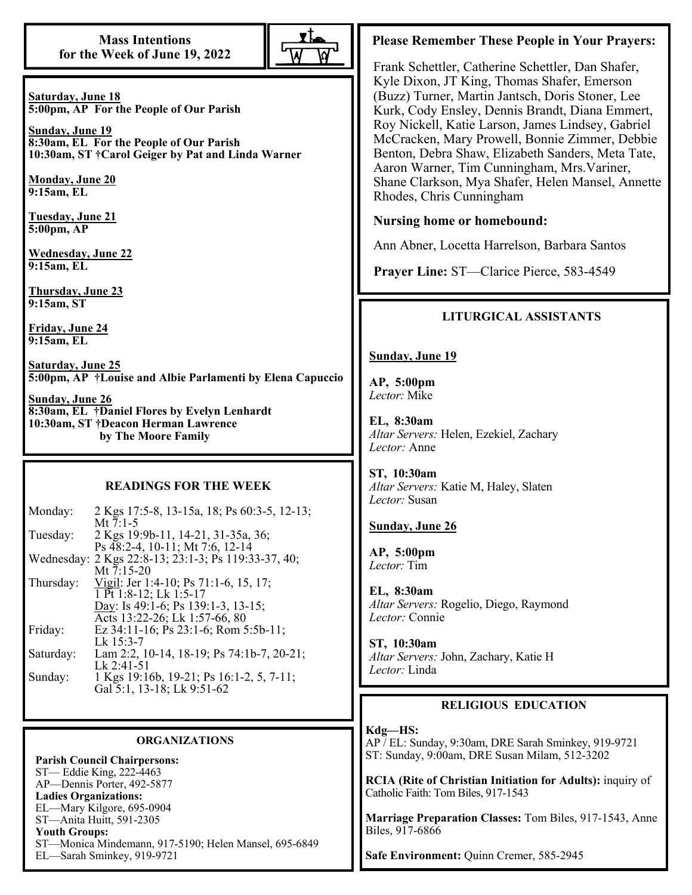## Mass Intentions for the Week of June 19, 2022

**Saturday, June 18**
**5:00pm, AP For the People of Our Parish**

**Sunday, June 19**
**8:30am, EL For the People of Our Parish**
**10:30am, ST †Carol Geiger by Pat and Linda Warner**

**Monday, June 20**
**9:15am, EL**

**Tuesday, June 21**
**5:00pm, AP**

**Wednesday, June 22**
**9:15am, EL**

**Thursday, June 23**
**9:15am, ST**

**Friday, June 24**
**9:15am, EL**

**Saturday, June 25**
**5:00pm, AP †Louise and Albie Parlamenti by Elena Capuccio**

**Sunday, June 26**
**8:30am, EL †Daniel Flores by Evelyn Lenhardt**
**10:30am, ST †Deacon Herman Lawrence by The Moore Family**

## READINGS FOR THE WEEK

| | |
|---|---|
| Monday: | 2 Kgs 17:5-8, 13-15a, 18; Ps 60:3-5, 12-13; Mt 7:1-5 |
| Tuesday: | 2 Kgs 19:9b-11, 14-21, 31-35a, 36; Ps 48:2-4, 10-11; Mt 7:6, 12-14 |
| Wednesday: | 2 Kgs 22:8-13; 23:1-3; Ps 119:33-37, 40; Mt 7:15-20 |
| Thursday: | Vigil: Jer 1:4-10; Ps 71:1-6, 15, 17; 1 Pt 1:8-12; Lk 1:5-17<br>Day: Is 49:1-6; Ps 139:1-3, 13-15; Acts 13:22-26; Lk 1:57-66, 80 |
| Friday: | Ez 34:11-16; Ps 23:1-6; Rom 5:5b-11; Lk 15:3-7 |
| Saturday: | Lam 2:2, 10-14, 18-19; Ps 74:1b-7, 20-21; Lk 2:41-51 |
| Sunday: | 1 Kgs 19:16b, 19-21; Ps 16:1-2, 5, 7-11; Gal 5:1, 13-18; Lk 9:51-62 |

## ORGANIZATIONS

**Parish Council Chairpersons:**
ST— Eddie King, 222-4463
AP—Dennis Porter, 492-5877
**Ladies Organizations:**
EL—Mary Kilgore, 695-0904
ST—Anita Huitt, 591-2305
**Youth Groups:**
ST—Monica Mindemann, 917-5190; Helen Mansel, 695-6849
EL—Sarah Sminkey, 919-9721

## Please Remember These People in Your Prayers:

Frank Schettler, Catherine Schettler, Dan Shafer, Kyle Dixon, JT King, Thomas Shafer, Emerson (Buzz) Turner, Martin Jantsch, Doris Stoner, Lee Kurk, Cody Ensley, Dennis Brandt, Diana Emmert, Roy Nickell, Katie Larson, James Lindsey, Gabriel McCracken, Mary Prowell, Bonnie Zimmer, Debbie Benton, Debra Shaw, Elizabeth Sanders, Meta Tate, Aaron Warner, Tim Cunningham, Mrs.Variner, Shane Clarkson, Mya Shafer, Helen Mansel, Annette Rhodes, Chris Cunningham

### Nursing home or homebound:

Ann Abner, Locetta Harrelson, Barbara Santos

**Prayer Line:** ST—Clarice Pierce, 583-4549

## LITURGICAL ASSISTANTS

**Sunday, June 19**

**AP, 5:00pm**
*Lector:* Mike

**EL, 8:30am**
*Altar Servers:* Helen, Ezekiel, Zachary
*Lector:* Anne

**ST, 10:30am**
*Altar Servers:* Katie M, Haley, Slaten
*Lector:* Susan

**Sunday, June 26**

**AP, 5:00pm**
*Lector:* Tim

**EL, 8:30am**
*Altar Servers:* Rogelio, Diego, Raymond
*Lector:* Connie

**ST, 10:30am**
*Altar Servers:* John, Zachary, Katie H
*Lector:* Linda

## RELIGIOUS EDUCATION

**Kdg—HS:**
AP / EL: Sunday, 9:30am, DRE Sarah Sminkey, 919-9721
ST: Sunday, 9:00am, DRE Susan Milam, 512-3202

**RCIA (Rite of Christian Initiation for Adults):** inquiry of Catholic Faith: Tom Biles, 917-1543

**Marriage Preparation Classes:** Tom Biles, 917-1543, Anne Biles, 917-6866

**Safe Environment:** Quinn Cremer, 585-2945